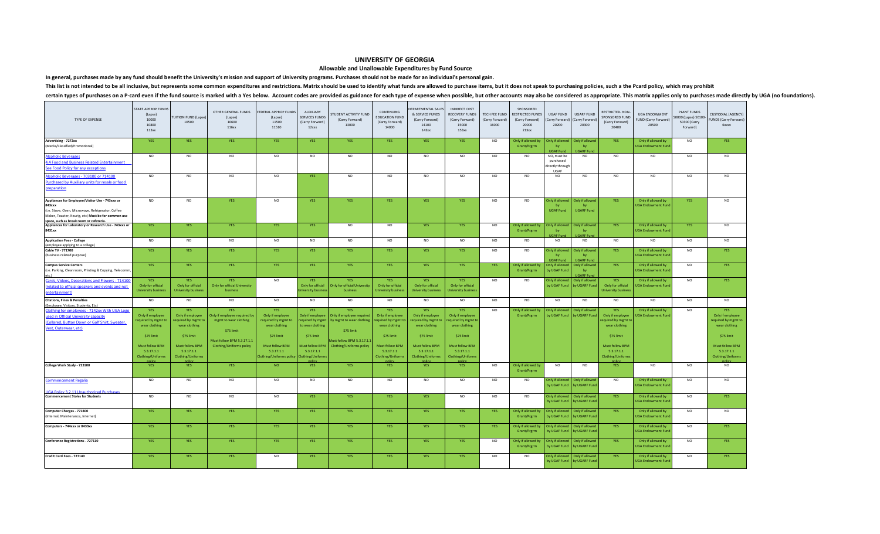# UNIVERSITY OF GEORGIA

## Allowable and Unallowable Expenditures by Fund Source

**In general, purchases made by any fund should benefit the University's mission and support of University programs. Purchases should not be made for an individual's personal gain.**

**This list is not intended to be all inclusive, but represents some common expenditures and restrictions. Matrix should be used to identify what funds are allowed to purchase items, but it does not speak to purchasing policies, such a the Pcard policy, which may prohibit certain types of purchases on a P-card even if the fund source is marked with a Yes below. Account codes are provided as guidance for each type of expense when possible, but other accounts may also be considered as appropriate. This matrix applies only to purchases made directly by UGA (no foundations).**

| TYPE OF EXPENSE | STATE APPROP FUNDS (Lapse) 10000 10800 113xx | TUITION FUND (Lapse) 10500 | OTHER GENERAL FUNDS (Lapse) 10600 116xx | FEDERAL APPROP FUNDS (Lapse) 11500 11510 | AUXILIARY SERVICES FUNDS (Carry Forward) 12xxx | STUDENT ACTIVITY FUND (Carry Forward) 13000 | CONTINUING EDUCATION FUND (Carry Forward) 14000 | DEPARTMENTAL SALES & SERVICE FUNDS (Carry Forward) 14100 143xx | INDIRECT COST RECOVERY FUNDS (Carry Forward) 15000 153xx | TECH FEE FUND (Carry Forward) 16000 | SPONSORED RESTRICTED FUNDS (Carry Forward) 20000 213xx | UGAF FUND (Carry Forward) 20200 | UGARF FUND (Carry Forward) 20300 | RESTRICTED- NON-SPONSORED FUND (Carry Forward) 20400 | UGA ENDOWMENT FUND (Carry Forward) 20500 | PLANT FUNDS 50000 (Lapse) 50100-50300 (Carry Forward) | CUSTODIAL (AGENCY) FUNDS (Carry Forward) 6xxxx |
|---|---|---|---|---|---|---|---|---|---|---|---|---|---|---|---|---|---|
| **Advertising - 7272xx** (Media/Classified/Promotional) | YES | YES | YES | YES | YES | YES | YES | YES | YES | NO | Only if allowed by Grant/Prgrm | Only if allowed by UGAF Fund | Only if allowed by UGARF Fund | YES | Only if allowed by UGA Endowment Fund | NO | YES |
| Alcoholic Beverages 4.4 Food and Business Related Entertainment See Food Policy for any exceptions | NO | NO | NO | NO | NO | NO | NO | NO | NO | NO | NO | NO, must be purchased directly through UGAF | NO | NO | NO | NO | NO |
| Alcoholic Beverages - 703100 or 714100 Purchased by Auxiliary units for resale or food preparation | NO | NO | NO | NO | YES | NO | NO | NO | NO | NO | NO | NO | NO | NO | NO | NO | NO |
| **Appliances for Employee/Visitor Use - 743xxx or 843xxx** (i.e. Stove, Oven, Microwave, Refrigerator, Coffee Maker, Toaster, Keurig, etc) **Must be for common use space, such as break room or cafeteria.** | NO | NO | YES | NO | YES | YES | YES | YES | YES | NO | NO | Only if allowed by UGAF Fund | Only if allowed by UGARF Fund | YES | Only if allowed by UGA Endowment Fund | YES | NO |
| **Appliances for Laboratory or Research Use - 743xxx or 843xxx** | YES | YES | YES | YES | YES | NO | NO | YES | YES | NO | Only if allowed by Grant/Prgrm | Only if allowed by UGAF Fund | Only if allowed by UGARF Fund | YES | Only if allowed by UGA Endowment Fund | YES | NO |
| **Application Fees - College** (employee applying to a college) | NO | NO | NO | NO | NO | NO | NO | NO | NO | NO | NO | NO | NO | NO | NO | NO | NO |
| **Cable TV - 771700** (business related purpose) | YES | YES | YES | YES | YES | YES | YES | YES | YES | NO | NO | Only if allowed by UGAF Fund | Only if allowed by UGARF Fund | YES | Only if allowed by UGA Endowment Fund | NO | YES |
| **Campus Service Centers** (i.e. Parking, Cleanroom, Printing & Copying, Telecomm, etc.) | YES | YES | YES | YES | YES | YES | YES | YES | YES | YES | Only if allowed by Grant/Prgrm | Only if allowed by UGAF Fund | Only if allowed by UGARF Fund | YES | Only if allowed by UGA Endowment Fund | NO | YES |
| Cards, Videos, Decorations and Flowers - 714100 (related to official speakers and events and not entertainment) | YES Only for official University business | YES Only for official University business | YES Only for official University business | NO | YES Only for official University business | YES Only for official University business | YES Only for official University business | YES Only for official University business | YES Only for official University business | NO | NO | Only if allowed by UGAF Fund | Only if allowed by UGARF Fund | YES Only for official University business | Only if allowed by UGA Endowment Fund | NO | YES |
| **Citations, Fines & Penalties** (Employee, Visitors, Students, Etc) | NO | NO | NO | NO | NO | NO | NO | NO | NO | NO | NO | NO | NO | NO | NO | NO | NO |
| Clothing for employees - 7142xx With UGA Logo used in Official University capacity (Collared, Button Down or Golf Shirt, Sweater, Vest, Outerwear, etc) | YES Only if employee required by mgmt to wear clothing $75 limit Must follow BPM 5.3.17.1.1 Clothing/Uniforms policy | YES Only if employee required by mgmt to wear clothing $75 limit Must follow BPM 5.3.17.1.1 Clothing/Uniforms policy | YES Only if employee required by mgmt to wear clothing $75 limit Must follow BPM 5.3.17.1.1 Clothing/Uniforms policy | YES Only if employee required by mgmt to wear clothing $75 limit Must follow BPM 5.3.17.1.1 Clothing/Uniforms policy | YES Only if employee required by mgmt to wear clothing $75 limit Must follow BPM 5.3.17.1.1 Clothing/Uniforms policy | YES Only if employee required by mgmt to wear clothing $75 limit Must follow BPM 5.3.17.1.1 Clothing/Uniforms policy | YES Only if employee required by mgmt to wear clothing $75 limit Must follow BPM 5.3.17.1.1 Clothing/Uniforms policy | YES Only if employee required by mgmt to wear clothing $75 limit Must follow BPM 5.3.17.1.1 Clothing/Uniforms policy | YES Only if employee required by mgmt to wear clothing $75 limit Must follow BPM 5.3.17.1.1 Clothing/Uniforms policy | NO | Only if allowed by Grant/Prgrm | Only if allowed by UGAF Fund | Only if allowed by UGARF Fund | YES Only if employee required by mgmt to wear clothing $75 limit Must follow BPM 5.3.17.1.1 Clothing/Uniforms policy | Only if allowed by UGA Endowment Fund | NO | YES Only if employee required by mgmt to wear clothing $75 limit Must follow BPM 5.3.17.1.1 Clothing/Uniforms policy |
| **College Work Study - 723100** | YES | YES | YES | NO | YES | YES | YES | YES | YES | NO | Only if allowed by Grant/Prgrm | NO | NO | YES | NO | NO | NO |
| Commencement Regalia UGA Policy 3.2.11 Unauthorized Purchases | NO | NO | NO | NO | NO | NO | NO | NO | NO | NO | NO | Only if allowed by UGAF Fund | Only if allowed by UGARF Fund | NO | Only if allowed by UGA Endowment Fund | NO | NO |
| **Commencement Stoles for Students** | NO | NO | NO | NO | YES | YES | YES | YES | NO | NO | NO | Only if allowed by UGAF Fund | Only if allowed by UGARF Fund | YES | Only if allowed by UGA Endowment Fund | NO | YES |
| **Computer Charges - 771800** (Internal, Maintenance, Internet) | YES | YES | YES | YES | YES | YES | YES | YES | YES | YES | Only if allowed by Grant/Prgrm | Only if allowed by UGAF Fund | Only if allowed by UGARF Fund | YES | Only if allowed by UGA Endowment Fund | NO | NO |
| **Computers - 744xxx or 843xxx** | YES | YES | YES | YES | YES | YES | YES | YES | YES | YES | Only if allowed by Grant/Prgrm | Only if allowed by UGAF Fund | Only if allowed by UGARF Fund | YES | Only if allowed by UGA Endowment Fund | NO | YES |
| **Conference Registrations - 727110** | YES | YES | YES | YES | YES | YES | YES | YES | YES | NO | Only if allowed by Grant/Prgrm | Only if allowed by UGAF Fund | Only if allowed by UGARF Fund | YES | Only if allowed by UGA Endowment Fund | NO | YES |
| **Credit Card Fees - 727140** | YES | YES | YES | NO | YES | YES | YES | YES | YES | NO | NO | Only if allowed by UGAF Fund | Only if allowed by UGARF Fund | YES | Only if allowed by UGA Endowment Fund | NO | YES |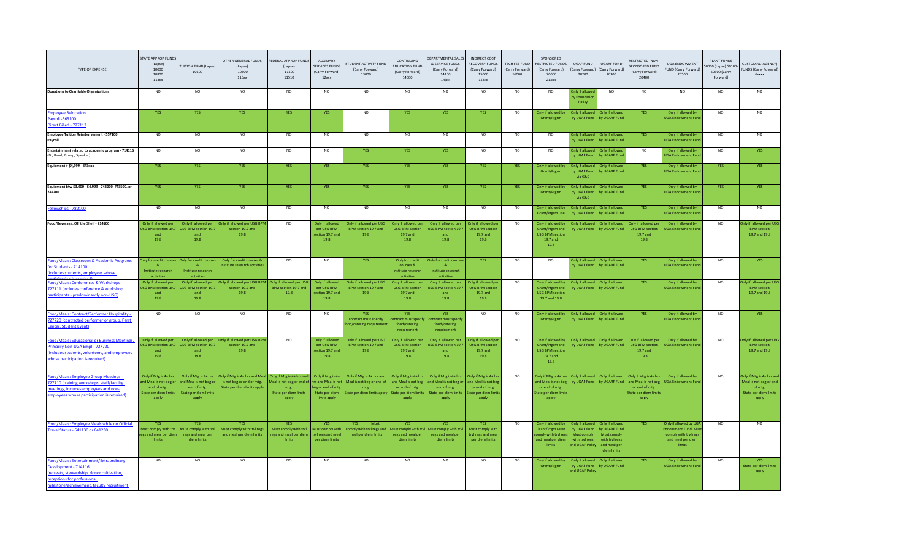| TYPE OF EXPENSE | STATE APPROP FUNDS (Lapse) 10000 10800 113xx | TUITION FUND (Lapse) 10500 | OTHER GENERAL FUNDS (Lapse) 10600 116xx | FEDERAL APPROP FUNDS (Lapse) 11500 11510 | AUXILIARY SERVICES FUNDS (Carry Forward) 12xxx | STUDENT ACTIVITY FUND (Carry Forward) 13000 | CONTINUING EDUCATION FUND (Carry Forward) 14000 | DEPARTMENTAL SALES & SERVICE FUNDS (Carry Forward) 14100 143xx | INDIRECT COST RECOVERY FUNDS (Carry Forward) 15000 153xx | TECH FEE FUND (Carry Forward) 16000 | SPONSORED RESTRICTED FUNDS (Carry Forward) 20000 213xx | UGAF FUND (Carry Forward) 20200 | UGARF FUND (Carry Forward) 20300 | RESTRICTED- NON-SPONSORED FUND (Carry Forward) 20400 | UGA ENDOWMENT FUND (Carry Forward) 20500 | PLANT FUNDS 50000 (Lapse) 50100-50300 (Carry Forward) | CUSTODIAL (AGENCY) FUNDS (Carry Forward) 6xxxx |
|---|---|---|---|---|---|---|---|---|---|---|---|---|---|---|---|---|---|
| **Donations to Charitable Organizations** | NO | NO | NO | NO | NO | NO | NO | NO | NO | NO | NO | Only if allowed by Foundation Policy | NO | NO | NO | NO | NO |
| Employee Relocation Payroll -565100 Direct Billed - 727112 | YES | YES | YES | YES | YES | NO | YES | YES | YES | NO | Only if allowed by Grant/Prgrm | Only if allowed by UGAF Fund | Only if allowed by UGARF Fund | YES | Only if allowed by UGA Endowment Fund | NO | NO |
| **Employee Tuition Reimbursement - 557100 Payroll** | NO | NO | NO | NO | NO | NO | NO | NO | NO | NO | NO | Only if allowed by UGAF Fund | Only if allowed by UGARF Fund | YES | Only if allowed by UGA Endowment Fund | NO | NO |
| **Entertainment related to academic program - 714116** (DJ, Band, Group, Speaker) | NO | NO | NO | NO | NO | YES | YES | YES | NO | NO | NO | Only if allowed by UGAF Fund | Only if allowed by UGARF Fund | NO | Only if allowed by UGA Endowment Fund | NO | YES |
| **Equipment > $4,999 - 843xxx** | YES | YES | YES | YES | YES | YES | YES | YES | YES | YES | Only if allowed by Grant/Prgrm | Only if allowed by UGAF Fund via G&C | Only if allowed by UGARF Fund | YES | Only if allowed by UGA Endowment Fund | YES | YES |
| **Equipment btw $3,000 - $4,999 - 743200, 743500, or 744200** | YES | YES | YES | YES | YES | YES | YES | YES | YES | YES | Only if allowed by Grant/Prgrm | Only if allowed by UGAF Fund via G&C | Only if allowed by UGARF Fund | YES | Only if allowed by UGA Endowment Fund | YES | YES |
| Fellowships - 782100 | NO | NO | NO | NO | NO | NO | NO | NO | NO | NO | Only if allowed by Grant/Prgrm Use | Only if allowed by UGAF Fund | Only if allowed by UGARF Fund | YES | Only if allowed by UGA Endowment Fund | NO | NO |
| **Food/Beverage: Off the Shelf - 714100** | Only if allowed per USG BPM section 19.7 and 19.8 | Only if allowed per USG BPM section 19.7 and 19.8 | Only if allowed per USG BPM section 19.7 and 19.8 | NO | Only if allowed per USG BPM section 19.7 and 19.8 | Only if allowed per USG BPM section 19.7 and 19.8 | Only if allowed per USG BPM section 19.7 and 19.8 | Only if allowed per USG BPM section 19.7 and 19.8 | Only if allowed per USG BPM section 19.7 and 19.8 | NO | Only if allowed by Grant/Prgrm and USG BPM section 19.7 and 19.8 | Only if allowed by UGAF Fund | Only if allowed by UGARF Fund | Only if allowed per USG BPM section 19.7 and 19.8 | Only if allowed by UGA Endowment Fund | NO | Only if allowed per USG BPM section 19.7 and 19.8 |
| Food/Meals: Classroom & Academic Programs for Students - 714100 (includes students, employees whose participation is required) | Only for credit courses & Institute research activities | Only for credit courses & Institute research activities | Only for credit courses & Institute research activities | NO | NO | YES | Only for credit courses & Institute research activities | Only for credit courses & Institute research activities | YES | NO | NO | Only if allowed by UGAF Fund | Only if allowed by UGARF Fund | YES | Only if allowed by UGA Endowment Fund | NO | YES |
| Food/Meals: Conferences & Workshops - 727111 (includes conference & workshop participants - predominantly non-USG) | Only if allowed per USG BPM section 19.7 and 19.8 | Only if allowed per USG BPM section 19.7 and 19.8 | Only if allowed per USG BPM section 19.7 and 19.8 | Only if allowed per USG BPM section 19.7 and 19.8 | Only if allowed per USG BPM section 19.7 and 19.8 | Only if allowed per USG BPM section 19.7 and 19.8 | Only if allowed per USG BPM section 19.7 and 19.8 | Only if allowed per USG BPM section 19.7 and 19.8 | Only if allowed per USG BPM section 19.7 and 19.8 | NO | Only if allowed by Grant/Prgrm and USG BPM section 19.7 and 19.8 | Only if allowed by UGAF Fund | Only if allowed by UGARF Fund | YES | Only if allowed by UGA Endowment Fund | NO | Only if allowed per USG BPM section 19.7 and 19.8 |
| Food/Meals: Contract/Performer Hospitality - 727720 (contracted performer or group, Ferst Center, Student Event) | NO | NO | NO | NO | NO | YES contract must specify food/catering requirement | YES contract must specify food/catering requirement | YES contract must specify food/catering requirement | NO | NO | Only if allowed by Grant/Prgrm | Only if allowed by UGAF Fund | Only if allowed by UGARF Fund | YES | Only if allowed by UGA Endowment Fund | NO | YES |
| Food/Meals: Educational or Business Meetings, Primarily Non-UGA Empl - 727720 (includes students, volunteers, and employees whose participation is required) | Only if allowed per USG BPM section 19.7 and 19.8 | Only if allowed per USG BPM section 19.7 and 19.8 | Only if allowed per USG BPM section 19.7 and 19.8 | NO | Only if allowed per USG BPM section 19.7 and 19.8 | Only if allowed per USG BPM section 19.7 and 19.8 | Only if allowed per USG BPM section 19.7 and 19.8 | Only if allowed per USG BPM section 19.7 and 19.8 | Only if allowed per USG BPM section 19.7 and 19.8 | NO | Only if allowed by Grant/Prgrm and USG BPM section 19.7 and 19.8 | Only if allowed by UGAF Fund | Only if allowed by UGARF Fund | Only if allowed per USG BPM section 19.7 and 19.8 | Only if allowed by UGA Endowment Fund | NO | Only if allowed per USG BPM section 19.7 and 19.8 |
| Food/Meals: Employee Group Meetings - 727710 (training workshops, staff/faculty meetings, includes employees and non-employees whose participation is required) | Only if Mtg is 4+ hrs and Meal is not beg or end of mtg. State per diem limits apply | Only if Mtg is 4+ hrs and Meal is not beg or end of mtg. State per diem limits apply | Only if Mtg is 4+ hrs and Meal is not beg or end of mtg. State per diem limits apply | Only if Mtg is 4+ hrs and Meal is not beg or end of mtg. State per diem limits apply | Only if Mtg is 4+ hrs and Meal is not beg or end of mtg. State per diem limits apply | Only if Mtg is 4+ hrs and Meal is not beg or end of mtg. State per diem limits apply | Only if Mtg is 4+ hrs and Meal is not beg or end of mtg. State per diem limits apply | Only if Mtg is 4+ hrs and Meal is not beg or end of mtg. State per diem limits apply | Only if Mtg is 4+ hrs and Meal is not beg or end of mtg. State per diem limits apply | NO | Only if Mtg is 4+ hrs and Meal is not beg or end of mtg. State per diem limits apply | Only if allowed by UGAF Fund | Only if allowed by UGARF Fund | Only if Mtg is 4+ hrs and Meal is not beg or end of mtg. State per diem limits apply | Only if allowed by UGA Endowment Fund | NO | Only if Mtg is 4+ hrs and Meal is not beg or end of mtg. State per diem limits apply |
| Food/Meals: Employee Meals while on Official Travel Status - 641130 or 641230 | YES Must comply with trvl regs and meal per diem limits | YES Must comply with trvl regs and meal per diem limits | YES Must comply with trvl regs and meal per diem limits | YES Must comply with trvl regs and meal per diem limits | YES Must comply with trvl regs and meal per diem limits | YES Must comply with trvl regs and meal per diem limits | YES Must comply with trvl regs and meal per diem limits | YES Must comply with trvl regs and meal per diem limits | YES Must comply with trvl regs and meal per diem limits | NO | Only if allowed by Grant/Prgm Must comply with trvl regs and meal per diem limits | Only if allowed by UGAF Fund Must comply with trvl regs and UGAF Policy | Only if allowed by UGARF Fund Must comply with trvl regs and meal per diem limits | YES | Only if allowed by UGA Endowment Fund Must comply with trvl regs and meal per diem limits | NO | NO |
| Food/Meals: Entertainment/Extraordinary Development - 714116 (retreats, stewardship, donor cultivation, receptions for professional milestone/achievement, faculty recruitment | NO | NO | NO | NO | NO | NO | NO | NO | NO | NO | Only if allowed by Grant/Prgrm | Only if allowed by UGAF Fund and UGAF Policy | Only if allowed by UGARF Fund | YES | Only if allowed by UGA Endowment Fund | NO | YES State per diem limits apply |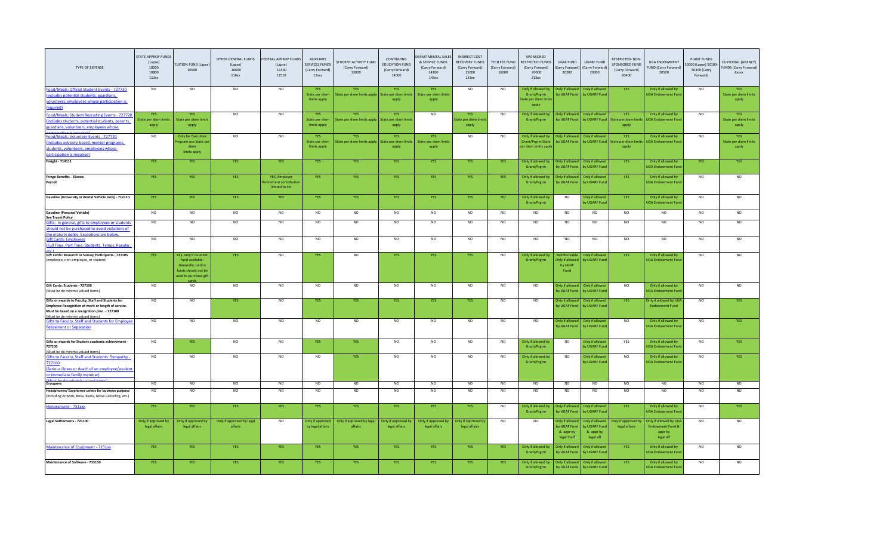| TYPE OF EXPENSE | STATE APPROP FUNDS (Lapse) 10000 10800 113xx | TUITION FUND (Lapse) 10500 | OTHER GENERAL FUNDS (Lapse) 10600 116xx | FEDERAL APPROP FUNDS (Lapse) 11500 11510 | AUXILIARY SERVICES FUNDS (Carry Forward) 12xxx | STUDENT ACTIVITY FUND (Carry Forward) 13000 | CONTINUING EDUCATION FUND (Carry Forward) 14000 | DEPARTMENTAL SALES & SERVICE FUNDS (Carry Forward) 14100 143xx | INDIRECT COST RECOVERY FUNDS (Carry Forward) 15000 153xx | TECH FEE FUND (Carry Forward) 16000 | SPONSORED RESTRICTED FUNDS (Carry Forward) 20000 213xx | UGAF FUND (Carry Forward) 20200 | UGARF FUND (Carry Forward) 20300 | RESTRICTED- NON-SPONSORED FUND (Carry Forward) 20400 | UGA ENDOWMENT FUND (Carry Forward) 20500 | PLANT FUNDS 50000 (Lapse) 50100-50300 (Carry Forward) | CUSTODIAL (AGENCY) FUNDS (Carry Forward) 6xxxx |
|---|---|---|---|---|---|---|---|---|---|---|---|---|---|---|---|---|---|
| Food/Meals: Official Student Events - 727730 (includes potential students, guardians, volunteers, employees whose participation is required) | NO | NO | NO | NO | YES State per diem limits apply | YES State per diem limits apply | YES State per diem limits apply | YES State per diem limits apply | NO | NO | Only if allowed by Grant/Prgrm State per diem limits apply | Only if allowed by UGAF Fund | Only if allowed by UGARF Fund | YES | Only if allowed by UGA Endowment Fund | NO | YES State per diem limits apply |
| Food/Meals: Student Recruiting Events - 727720 (includes students, potential students, parents, guardians, volunteers, employees whose participation is required) | YES State per diem limits apply | YES State per diem limits apply | NO | NO | YES State per diem limits apply | YES State per diem limits apply | YES State per diem limits apply | NO | YES State per diem limits apply | NO | Only if allowed by Grant/Prgrm | Only if allowed by UGAF Fund | Only if allowed by UGARF Fund | YES State per diem limits apply | Only if allowed by UGA Endowment Fund | NO | YES State per diem limits apply |
| Food/Meals: Volunteer Events - 727720 (includes advisory board, mentor programs, students, volunteers, employees whose participation is required) | NO | Only for Executive Program use State per diem limits apply | NO | NO | YES State per diem limits apply | YES State per diem limits apply | YES State per diem limits apply | YES State per diem limits apply | NO | NO | Only if allowed by Grant/Prgrm State per diem limits apply | Only if allowed by UGAF Fund | Only if allowed by UGARF Fund | YES State per diem limits apply | Only if allowed by UGA Endowment Fund | NO | YES State per diem limits apply |
| Freight - 714111 | YES | YES | YES | YES | YES | YES | YES | YES | YES | YES | Only if allowed by Grant/Prgrm | Only if allowed by UGAF Fund | Only if allowed by UGARF Fund | YES | Only if allowed by UGA Endowment Fund | YES | YES |
| Fringe Benefits - 55xxxx Payroll | YES | YES | YES | YES, Employer Retirement contribution limited to 5% | YES | YES | YES | YES | YES | YES | Only if allowed by Grant/Prgrm | Only if allowed by UGAF Fund | Only if allowed by UGARF Fund | YES | Only if allowed by UGA Endowment Fund | NO | NO |
| Gasoline (University or Rental Vehicle Only) - 712110 | YES | YES | YES | YES | YES | YES | YES | YES | YES | NO | Only if allowed by Grant/Prgrm | NO | Only if allowed by UGARF Fund | YES | Only if allowed by UGA Endowment Fund | NO | NO |
| Gasoline (Personal Vehicle) See Travel Policy | NO | NO | NO | NO | NO | NO | NO | NO | NO | NO | NO | NO | NO | NO | NO | NO | NO |
| Gifts: In general, gifts to employees or students should not be purchased to avoid violations of the gratuity policy. Exceptions are below. | NO | NO | NO | NO | NO | NO | NO | NO | NO | NO | NO | NO | NO | NO | NO | NO | NO |
| Gift Cards: Employees (Full Time, Part Time, Students, Temps, Regular, etc.) | NO | NO | NO | NO | NO | NO | NO | NO | NO | NO | NO | NO | NO | NO | NO | NO | NO |
| Gift Cards: Research or Survey Participants - 727105 (employee, non-employee, or student) | YES | YES, only if no other fund available. Generally, tuition funds should not be used to purchase gift cards | YES | NO | YES | NO | YES | YES | YES | NO | Only if allowed by Grant/Prgrm | Reimbursable Only if allowed by UGAF Fund | Only if allowed by UGARF Fund | YES | Only if allowed by UGA Endowment Fund | NO | NO |
| Gift Cards: Students - 727100 (Must be de minimis valued items) | NO | NO | NO | NO | NO | NO | NO | NO | NO | NO | NO | Only if allowed by UGAF Fund | Only if allowed by UGARF Fund | NO | Only if allowed by UGA Endowment Fund | NO | NO |
| Gifts or awards to Faculty, Staff and Students for Employee Recognition of merit or length of service. Must be based on a recognition plan. - 727100 (Must be de minimis valued items) | NO | NO | YES | NO | YES | YES | YES | YES | YES | NO | NO | Only if allowed by UGAF Fund | Only if allowed by UGARF Fund | YES | Only if allowed by UGA Endowment Fund | NO | YES |
| Gifts to Faculty, Staff and Students for Employee Retirement or Separation | NO | NO | NO | NO | NO | NO | NO | NO | NO | NO | NO | Only if allowed by UGAF Fund | Only if allowed by UGARF Fund | NO | Only if allowed by UGA Endowment Fund | NO | YES |
| Gifts or awards for Student academic achievement - 727100 (Must be de minimis valued items) | NO | YES | NO | NO | YES | YES | NO | NO | NO | NO | Only if allowed by Grant/Prgrm | NO | Only if allowed by UGARF Fund | YES | Only if allowed by UGA Endowment Fund | NO | YES |
| Gifts to Faculty, Staff and Students: Sympathy - 727100 (Serious illness or death of an employee/student or immediate family member) (Must be de minimis valued items) | NO | NO | NO | NO | NO | YES | NO | NO | NO | NO | Only if allowed by Grant/Prgrm | NO | Only if allowed by UGARF Fund | NO | Only if allowed by UGA Endowment Fund | NO | YES |
| Groupons | NO | NO | NO | NO | NO | NO | NO | NO | NO | NO | NO | NO | NO | NO | NO | NO | NO |
| Headphones/ Earphones-unless for business purpose (Including Airpods, Bose, Beats, Noise Canceling, etc.) | NO | NO | NO | NO | NO | NO | NO | NO | NO | NO | NO | NO | NO | NO | NO | NO | NO |
| Honorariums - 751xxx | YES | YES | YES | YES | YES | YES | YES | YES | YES | NO | Only if allowed by Grant/Prgrm | Only if allowed by UGAF Fund | Only if allowed by UGARF Fund | YES | Only if allowed by UGA Endowment Fund | NO | YES |
| Legal Settlements - 721100 | Only if approved by legal affairs | Only if approved by legal affairs | Only if approved by legal affairs | NO | Only if approved by legal affairs | Only if approved by legal affairs | Only if approved by legal affairs | Only if approved by legal affairs | Only if approved by legal affairs | NO | NO | Only if allowed by UGAF Fund & appr by legal Staff | Only if allowed by UGARF Fund & appr by legal aff | Only if approved by legal affairs | Only if allowed by UGA Endowment Fund & appr by legal aff | NO | NO |
| Maintenance of Equipment - 7151xx | YES | YES | YES | YES | YES | YES | YES | YES | YES | YES | Only if allowed by Grant/Prgrm | Only if allowed by UGAF Fund | Only if allowed by UGARF Fund | YES | Only if allowed by UGA Endowment Fund | NO | NO |
| Maintenance of Software - 733150 | YES | YES | YES | YES | YES | YES | YES | YES | YES | YES | Only if allowed by Grant/Prgrm | Only if allowed by UGAF Fund | Only if allowed by UGARF Fund | YES | Only if allowed by UGA Endowment Fund | NO | NO |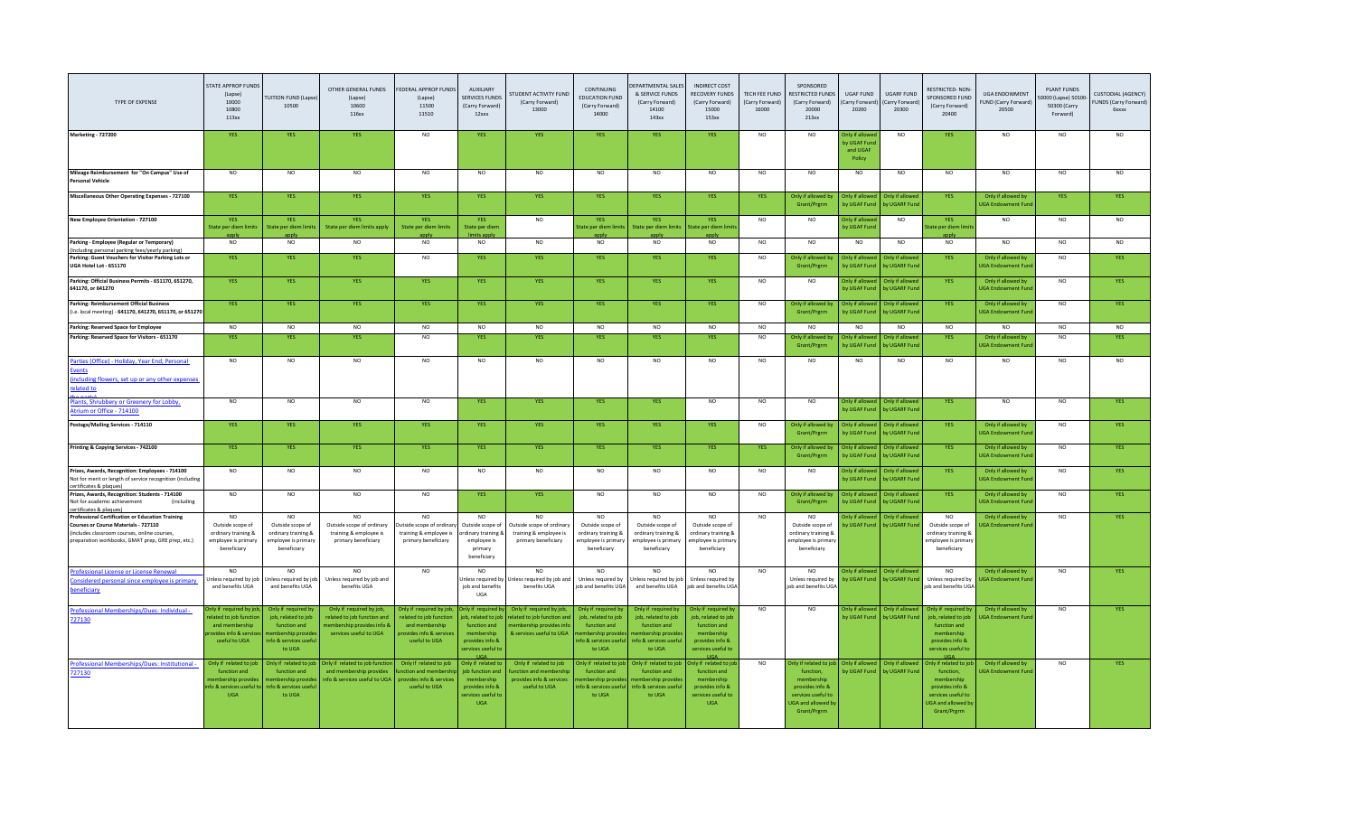| TYPE OF EXPENSE | STATE APPROP FUNDS (Lapse) 10000 10800 113xx | TUITION FUND (Lapse) 10500 | OTHER GENERAL FUNDS (Lapse) 10600 116xx | FEDERAL APPROP FUNDS (Lapse) 11500 11510 | AUXILIARY SERVICES FUNDS (Carry Forward) 12xxx | STUDENT ACTIVITY FUND (Carry Forward) 13000 | CONTINUING EDUCATION FUND (Carry Forward) 14000 | DEPARTMENTAL SALES & SERVICE FUNDS (Carry Forward) 14100 143xx | INDIRECT COST RECOVERY FUNDS (Carry Forward) 15000 153xx | TECH FEE FUND (Carry Forward) 16000 | SPONSORED RESTRICTED FUNDS (Carry Forward) 20000 213xx | UGAF FUND (Carry Forward) 20200 | UGARF FUND (Carry Forward) 20300 | RESTRICTED- NON-SPONSORED FUND (Carry Forward) 20400 | UGA ENDOWMENT FUND (Carry Forward) 20500 | PLANT FUNDS 50000 (Lapse) 50100-50300 (Carry Forward) | CUSTODIAL (AGENCY) FUNDS (Carry Forward) 6xxxx |
|---|---|---|---|---|---|---|---|---|---|---|---|---|---|---|---|---|---|
| **Marketing - 727200** | YES | YES | YES | NO | YES | YES | YES | YES | YES | NO | NO | Only if allowed by UGAF Fund and UGAF Policy | NO | YES | NO | NO | NO |
| **Mileage Reimbursement for "On Campus" Use of Personal Vehicle** | NO | NO | NO | NO | NO | NO | NO | NO | NO | NO | NO | NO | NO | NO | NO | NO | NO |
| **Miscellaneous Other Operating Expenses - 727100** | YES | YES | YES | YES | YES | YES | YES | YES | YES | YES | Only if allowed by Grant/Prgrm | Only if allowed by UGAF Fund | Only if allowed by UGARF Fund | YES | Only if allowed by UGA Endowment Fund | YES | YES |
| **New Employee Orientation - 727100** | YES State per diem limits apply | YES State per diem limits apply | YES State per diem limits apply | YES State per diem limits apply | YES State per diem limits apply | NO | YES State per diem limits apply | YES State per diem limits apply | YES State per diem limits apply | NO | NO | Only if allowed by UGAF Fund | NO | YES State per diem limits apply | NO | NO | NO |
| **Parking - Employee (Regular or Temporary)** (Including personal parking fees/yearly parking) | NO | NO | NO | NO | NO | NO | NO | NO | NO | NO | NO | NO | NO | NO | NO | NO | NO |
| **Parking: Guest Vouchers for Visitor Parking Lots or UGA Hotel Lot - 651170** | YES | YES | YES | NO | YES | YES | YES | YES | YES | NO | Only if allowed by Grant/Prgrm | Only if allowed by UGAF Fund | Only if allowed by UGARF Fund | YES | Only if allowed by UGA Endowment Fund | NO | YES |
| **Parking: Official Business Permits - 651170, 651270, 641170, or 641270** | YES | YES | YES | YES | YES | YES | YES | YES | YES | NO | NO | Only if allowed by UGAF Fund | Only if allowed by UGARF Fund | YES | Only if allowed by UGA Endowment Fund | NO | YES |
| **Parking: Reimbursement Official Business** (i.e. local meeting) - **641170, 641270, 651170, or 651270** | YES | YES | YES | YES | YES | YES | YES | YES | YES | NO | Only if allowed by Grant/Prgrm | Only if allowed by UGAF Fund | Only if allowed by UGARF Fund | YES | Only if allowed by UGA Endowment Fund | NO | YES |
| **Parking: Reserved Space for Employee** | NO | NO | NO | NO | NO | NO | NO | NO | NO | NO | NO | NO | NO | NO | NO | NO | NO |
| **Parking: Reserved Space for Visitors - 651170** | YES | YES | YES | NO | YES | YES | YES | YES | YES | NO | Only if allowed by Grant/Prgrm | Only if allowed by UGAF Fund | Only if allowed by UGARF Fund | YES | Only if allowed by UGA Endowment Fund | NO | YES |
| Parties (Office) - Holiday, Year End, Personal Events (including flowers, set up or any other expenses related to the party) | NO | NO | NO | NO | NO | NO | NO | NO | NO | NO | NO | NO | NO | NO | NO | NO | NO |
| Plants, Shrubbery or Greenery for Lobby, Atrium or Office - 714100 | NO | NO | NO | NO | YES | YES | YES | YES | NO | NO | NO | Only if allowed by UGAF Fund | Only if allowed by UGARF Fund | YES | NO | NO | YES |
| **Postage/Mailing Services - 714110** | YES | YES | YES | YES | YES | YES | YES | YES | YES | NO | Only if allowed by Grant/Prgrm | Only if allowed by UGAF Fund | Only if allowed by UGARF Fund | YES | Only if allowed by UGA Endowment Fund | NO | YES |
| **Printing & Copying Services - 742100** | YES | YES | YES | YES | YES | YES | YES | YES | YES | YES | Only if allowed by Grant/Prgrm | Only if allowed by UGAF Fund | Only if allowed by UGARF Fund | YES | Only if allowed by UGA Endowment Fund | NO | YES |
| **Prizes, Awards, Recognition: Employees - 714100** Not for merit or length of service recognition (including certificates & plaques) | NO | NO | NO | NO | NO | NO | NO | NO | NO | NO | NO | Only if allowed by UGAF Fund | Only if allowed by UGARF Fund | YES | Only if allowed by UGA Endowment Fund | NO | YES |
| **Prizes, Awards, Recognition: Students - 714100** Not for academic achievement (including certificates & plaques) | NO | NO | NO | NO | YES | YES | NO | NO | NO | NO | Only if allowed by Grant/Prgrm | Only if allowed by UGAF Fund | Only if allowed by UGARF Fund | YES | Only if allowed by UGA Endowment Fund | NO | YES |
| **Professional Certification or Education Training Courses or Course Materials - 727110** (includes classroom courses, online courses, preparation workbooks, GMAT prep, GRE prep, etc.) | NO Outside scope of ordinary training & employee is primary beneficiary | NO Outside scope of ordinary training & employee is primary beneficiary | NO Outside scope of ordinary training & employee is primary beneficiary | NO Outside scope of ordinary training & employee is primary beneficiary | NO Outside scope of ordinary training & employee is primary beneficiary | NO Outside scope of ordinary training & employee is primary beneficiary | NO Outside scope of ordinary training & employee is primary beneficiary | NO Outside scope of ordinary training & employee is primary beneficiary | NO Outside scope of ordinary training & employee is primary beneficiary | NO | NO Outside scope of ordinary training & employee is primary beneficiary | Only if allowed by UGAF Fund | Only if allowed by UGARF Fund | NO Outside scope of ordinary training & employee is primary beneficiary | Only if allowed by UGA Endowment Fund | NO | YES |
| Professional License or License Renewal Considered personal since employee is primary beneficiary | NO Unless required by job and benefits UGA | NO Unless required by job and benefits UGA | NO Unless required by job and benefits UGA | NO | NO Unless required by job and benefits UGA | NO Unless required by job and benefits UGA | NO Unless required by job and benefits UGA | NO Unless required by job and benefits UGA | NO Unless required by job and benefits UGA | NO | NO Unless required by job and benefits UGA | Only if allowed by UGAF Fund | Only if allowed by UGARF Fund | NO Unless required by job and benefits UGA | Only if allowed by UGA Endowment Fund | NO | YES |
| Professional Memberships/Dues: Individual - 727130 | Only if required by job, related to job function and membership provides info & services useful to UGA | Only if required by job, related to job function and membership provides info & services useful to UGA | Only if required by job, related to job function and membership provides info & services useful to UGA | Only if required by job, related to job function and membership provides info & services useful to UGA | Only if required by job, related to job function and membership provides info & services useful to UGA | Only if required by job, related to job function and membership provides info & services useful to UGA | Only if required by job, related to job function and membership provides info & services useful to UGA | Only if required by job, related to job function and membership provides info & services useful to UGA | Only if required by job, related to job function and membership provides info & services useful to UGA | NO | NO | Only if allowed by UGAF Fund | Only if allowed by UGARF Fund | Only if required by job, related to job function and membership provides info & services useful to UGA | Only if allowed by UGA Endowment Fund | NO | YES |
| Professional Memberships/Dues: Institutional - 727130 | Only if related to job function and membership provides info & services useful to UGA | Only if related to job function and membership provides info & services useful to UGA | Only if related to job function and membership provides info & services useful to UGA | Only if related to job function and membership provides info & services useful to UGA | Only if related to job function and membership provides info & services useful to UGA | Only if related to job function and membership provides info & services useful to UGA | Only if related to job function and membership provides info & services useful to UGA | Only if related to job function and membership provides info & services useful to UGA | Only if related to job function and membership provides info & services useful to UGA | NO | Only if related to job function, membership provides info & services useful to UGA and allowed by Grant/Prgrm | Only if allowed by UGAF Fund | Only if allowed by UGARF Fund | Only if related to job function, membership provides info & services useful to UGA and allowed by Grant/Prgrm | Only if allowed by UGA Endowment Fund | NO | YES |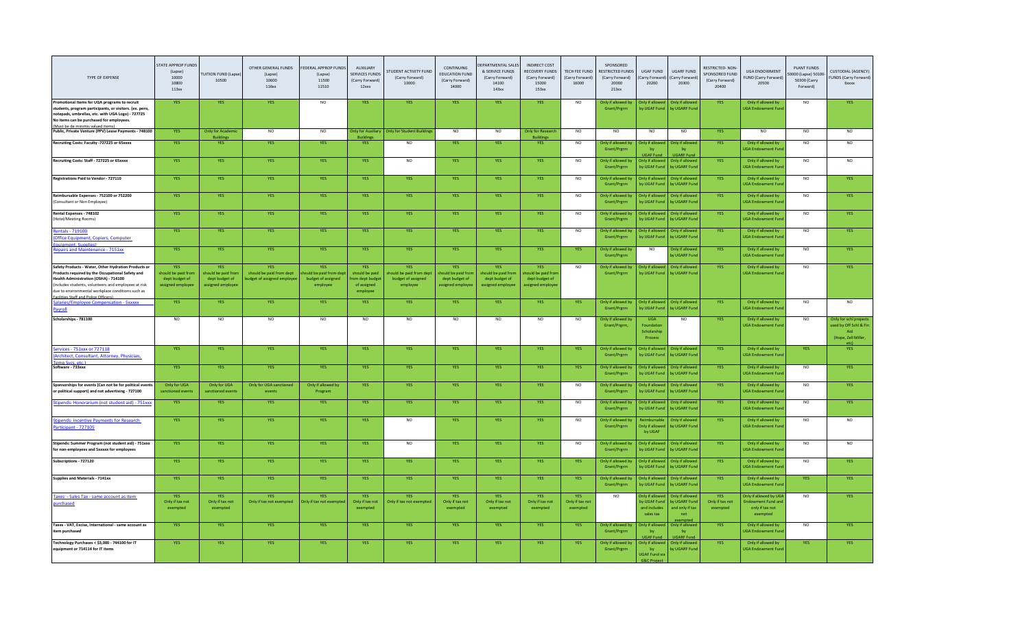| TYPE OF EXPENSE | STATE APPROP FUNDS (Lapse) 10000 10800 113xx | TUITION FUND (Lapse) 10500 | OTHER GENERAL FUNDS (Lapse) 10600 116xx | FEDERAL APPROP FUNDS (Lapse) 11500 11510 | AUXILIARY SERVICES FUNDS (Carry Forward) 12xxx | STUDENT ACTIVITY FUND (Carry Forward) 13000 | CONTINUING EDUCATION FUND (Carry Forward) 14000 | DEPARTMENTAL SALES & SERVICE FUNDS (Carry Forward) 14100 143xx | INDIRECT COST RECOVERY FUNDS (Carry Forward) 15000 153xx | TECH FEE FUND (Carry Forward) 16000 | SPONSORED RESTRICTED FUNDS (Carry Forward) 20000 213xx | UGAF FUND (Carry Forward) 20200 | UGARF FUND (Carry Forward) 20300 | RESTRICTED- NON-SPONSORED FUND (Carry Forward) 20400 | UGA ENDOWMENT FUND (Carry Forward) 20500 | PLANT FUNDS 50000 (Lapse) 50100-50300 (Carry Forward) | CUSTODIAL (AGENCY) FUNDS (Carry Forward) 6xxxx |
|---|---|---|---|---|---|---|---|---|---|---|---|---|---|---|---|---|---|
| **Promotional Items for UGA programs to recruit students, program participants, or visitors. (ex. pens, notepads, umbrellas, etc. with UGA Logo) - 727725 No items can be purchased for employees. (Must be de minimis valued items)** | YES | YES | YES | NO | YES | YES | YES | YES | YES | NO | Only if allowed by Grant/Prgrm | Only if allowed by UGAF Fund | Only if allowed by UGARF Fund | YES | Only if allowed by UGA Endowment Fund | NO | YES |
| **Public, Private Venture (PPV) Lease Payments - 748100** | YES | Only for Academic Buildings | NO | NO | Only for Auxiliary Buildings | Only for Student Buildings | NO | NO | Only for Research Buildings | NO | NO | NO | NO | YES | NO | NO | NO |
| **Recruiting Costs: Faculty -727225 or 65xxxx** | YES | YES | YES | YES | YES | NO | YES | YES | YES | NO | Only if allowed by Grant/Prgrm | Only if allowed by UGAF Fund | Only if allowed by UGARF Fund | YES | Only if allowed by UGA Endowment Fund | NO | NO |
| **Recruiting Costs: Staff - 727225 or 65xxxx** | YES | YES | YES | YES | YES | NO | YES | YES | YES | NO | Only if allowed by Grant/Prgrm | Only if allowed by UGAF Fund | Only if allowed by UGARF Fund | YES | Only if allowed by UGA Endowment Fund | NO | NO |
| **Registrations Paid to Vendor - 727110** | YES | YES | YES | YES | YES | YES | YES | YES | YES | NO | Only if allowed by Grant/Prgrm | Only if allowed by UGAF Fund | Only if allowed by UGARF Fund | YES | Only if allowed by UGA Endowment Fund | NO | YES |
| **Reimbursable Expenses - 752100 or 752200** (Consultant or Non Employee) | YES | YES | YES | YES | YES | YES | YES | YES | YES | NO | Only if allowed by Grant/Prgrm | Only if allowed by UGAF Fund | Only if allowed by UGARF Fund | YES | Only if allowed by UGA Endowment Fund | NO | YES |
| **Rental Expenses - 748102** (Hotel/Meeting Rooms) | YES | YES | YES | YES | YES | YES | YES | YES | YES | NO | Only if allowed by Grant/Prgrm | Only if allowed by UGAF Fund | Only if allowed by UGARF Fund | YES | Only if allowed by UGA Endowment Fund | NO | YES |
| Rentals - 719100 (Office Equipment, Copiers, Computer Equipment, Supplies) | YES | YES | YES | YES | YES | YES | YES | YES | YES | NO | Only if allowed by Grant/Prgrm | Only if allowed by UGAF Fund | Only if allowed by UGARF Fund | YES | Only if allowed by UGA Endowment Fund | NO | YES |
| Repairs and Maintenance - 7151xx | YES | YES | YES | YES | YES | YES | YES | YES | YES | YES | Only if allowed by Grant/Prgrm | NO | Only if allowed by UGARF Fund | YES | Only if allowed by UGA Endowment Fund | NO | YES |
| **Safety Products - Water, Other Hydration Products or Products required by the Occupational Safety and Health Administration (OSHA) - 714100** (includes students, volunteers and employees at risk due to environmental workplace conditions such as Facilities Staff and Police Officers) | YES should be paid from dept budget of assigned employee | YES should be paid from dept budget of assigned employee | YES should be paid from dept budget of assigned employee | YES should be paid from dept budget of assigned employee | YES should be paid from dept budget of assigned employee | YES should be paid from dept budget of assigned employee | YES should be paid from dept budget of assigned employee | YES should be paid from dept budget of assigned employee | YES should be paid from dept budget of assigned employee | NO | Only if allowed by Grant/Prgrm | Only if allowed by UGAF Fund | Only if allowed by UGARF Fund | YES | Only if allowed by UGA Endowment Fund | NO | YES |
| Salaries/Employee Compensation - 5xxxxx Payroll | YES | YES | YES | YES | YES | YES | YES | YES | YES | YES | Only if allowed by Grant/Prgrm | Only if allowed by UGAF Fund | Only if allowed by UGARF Fund | YES | Only if allowed by UGA Endowment Fund | NO | NO |
| **Scholarships - 781100** | NO | NO | NO | NO | NO | NO | NO | NO | NO | NO | Only if allowed by Grant/Prgrm, | UGA Foundation Scholarship Process | NO | YES | Only if allowed by UGA Endowment Fund | NO | Only for schl projects used by Off Schl & Fin Aid (Hope, Zell Miller, etc) |
| Services - 751xxx or 727118 (Architect, Consultant, Attorney, Physician, Temp Svcs, etc.) | YES | YES | YES | YES | YES | YES | YES | YES | YES | YES | Only if allowed by Grant/Prgrm | Only if allowed by UGAF Fund | Only if allowed by UGARF Fund | YES | Only if allowed by UGA Endowment Fund | YES | YES |
| **Software - 733xxx** | YES | YES | YES | YES | YES | YES | YES | YES | YES | YES | Only if allowed by Grant/Prgrm | Only if allowed by UGAF Fund | Only if allowed by UGARF Fund | YES | Only if allowed by UGA Endowment Fund | NO | YES |
| **Sponsorships for events (Can not be for political events or political support) and not advertising - 727100** | Only for UGA sanctioned events | Only for UGA sanctioned events | Only for UGA sanctioned events | Only if allowed by Program | YES | YES | YES | YES | YES | NO | Only if allowed by Grant/Prgrm | Only if allowed by UGAF Fund | Only if allowed by UGARF Fund | YES | Only if allowed by UGA Endowment Fund | NO | YES |
| Stipends: Honorarium (not student aid) - 751xxx | YES | YES | YES | YES | YES | YES | YES | YES | YES | NO | Only if allowed by Grant/Prgrm | Only if allowed by UGAF Fund | Only if allowed by UGARF Fund | YES | Only if allowed by UGA Endowment Fund | NO | YES |
| Stipends: Incentive Payments for Research Participant - 727105 | YES | YES | YES | YES | YES | NO | YES | YES | YES | NO | Only if allowed by Grant/Prgrm | Reimbursable Only if allowed by UGAF | Only if allowed by UGARF Fund | YES | Only if allowed by UGA Endowment Fund | NO | NO |
| **Stipends: Summer Program (not student aid) - 751xxx for non-employees and 5xxxxx for employees** | YES | YES | YES | YES | YES | NO | YES | YES | YES | NO | Only if allowed by Grant/Prgrm | Only if allowed by UGAF Fund | Only if allowed by UGARF Fund | YES | Only if allowed by UGA Endowment Fund | NO | NO |
| **Subscriptions - 727120** | YES | YES | YES | YES | YES | YES | YES | YES | YES | YES | Only if allowed by Grant/Prgrm | Only if allowed by UGAF Fund | Only if allowed by UGARF Fund | YES | Only if allowed by UGA Endowment Fund | NO | YES |
| **Supplies and Materials - 7141xx** | YES | YES | YES | YES | YES | YES | YES | YES | YES | YES | Only if allowed by Grant/Prgrm | Only if allowed by UGAF Fund | Only if allowed by UGARF Fund | YES | Only if allowed by UGA Endowment Fund | YES | YES |
| Taxes - Sales Tax - same account as item purchased | YES Only if tax not exempted | YES Only if tax not exempted | YES Only if tax not exempted | YES Only if tax not exempted | YES Only if tax not exempted | YES Only if tax not exempted | YES Only if tax not exempted | YES Only if tax not exempted | YES Only if tax not exempted | YES Only if tax not exempted | NO | Only if allowed by UGAF Fund and includes sales tax | Only if allowed by UGARF Fund and only if tax not exempted | YES Only if tax not exempted | Only if allowed by UGA Endowment Fund and only if tax not exempted | NO | YES |
| **Taxes - VAT, Excise, International - same account as item purchased** | YES | YES | YES | YES | YES | YES | YES | YES | YES | YES | Only if allowed by Grant/Prgrm | Only if allowed by UGAF Fund | Only if allowed by UGARF Fund | YES | Only if allowed by UGA Endowment Fund | NO | YES |
| **Technology Purchases < $3,000 - 744100 for IT equipment or 714114 for IT items** | YES | YES | YES | YES | YES | YES | YES | YES | YES | YES | Only if allowed by Grant/Prgrm | Only if allowed by UGAF Fund via G&C Project | Only if allowed by UGARF Fund | YES | Only if allowed by UGA Endowment Fund | YES | YES |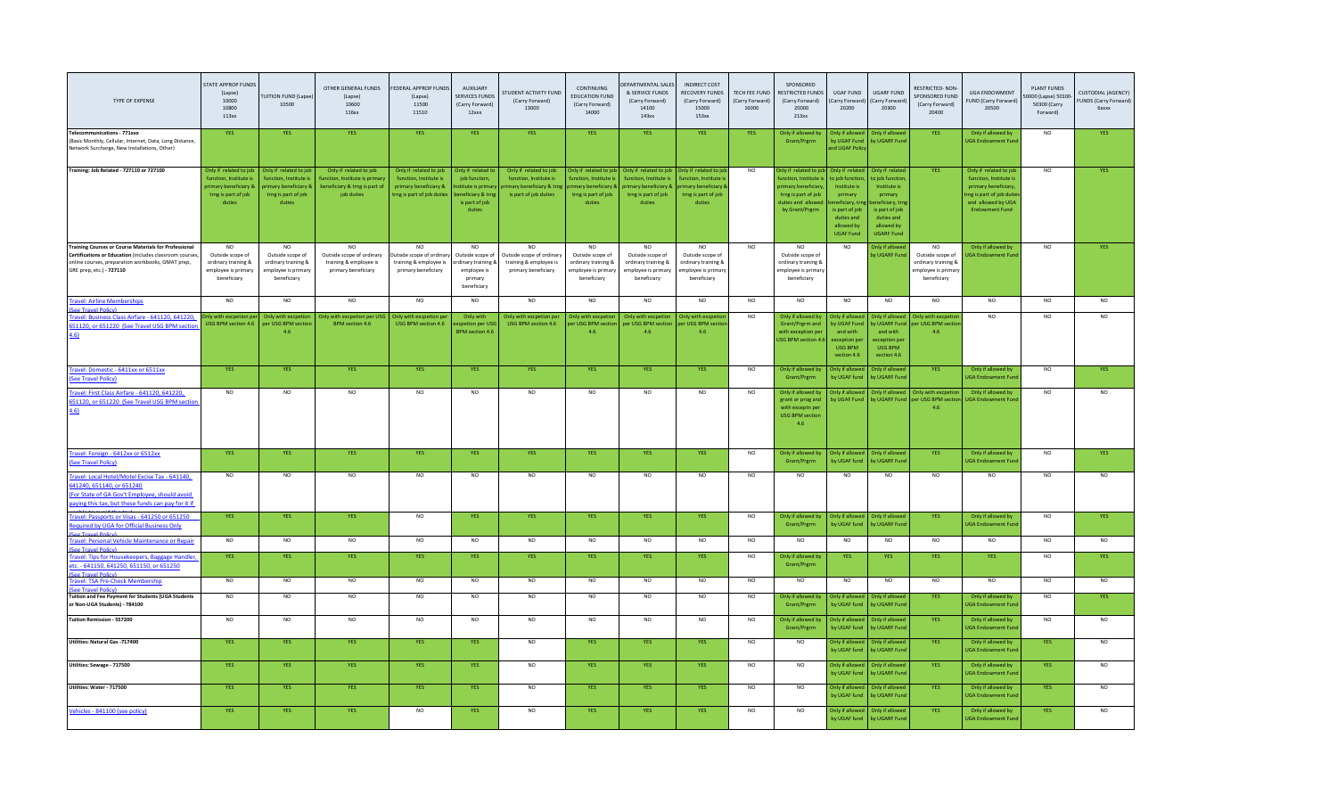| TYPE OF EXPENSE | STATE APPROP FUNDS (Lapse) 10000 10800 113xx | TUITION FUND (Lapse) 10500 | OTHER GENERAL FUNDS (Lapse) 10600 116xx | FEDERAL APPROP FUNDS (Lapse) 11500 11510 | AUXILIARY SERVICES FUNDS (Carry Forward) 12xxx | STUDENT ACTIVITY FUND (Carry Forward) 13000 | CONTINUING EDUCATION FUND (Carry Forward) 14000 | DEPARTMENTAL SALES & SERVICE FUNDS (Carry Forward) 14100 143xx | INDIRECT COST RECOVERY FUNDS (Carry Forward) 15000 153xx | TECH FEE FUND (Carry Forward) 16000 | SPONSORED RESTRICTED FUNDS (Carry Forward) 20000 213xx | UGAF FUND (Carry Forward) 20200 | UGARF FUND (Carry Forward) 20300 | RESTRICTED- NON-SPONSORED FUND (Carry Forward) 20400 | UGA ENDOWMENT FUND (Carry Forward) 20500 | PLANT FUNDS 50000 (Lapse) 50100-50300 (Carry Forward) | CUSTODIAL (AGENCY) FUNDS (Carry Forward) 6xxxx |
|---|---|---|---|---|---|---|---|---|---|---|---|---|---|---|---|---|---|
| **Telecommunications - 771xxx** (Basic Monthly, Cellular, Internet, Data, Long Distance, Network Surcharge, New Installations, Other) | YES | YES | YES | YES | YES | YES | YES | YES | YES | YES | Only if allowed by Grant/Prgrm | Only if allowed by UGAF Fund and UGAF Policy | Only if allowed by UGARF Fund | YES | Only if allowed by UGA Endowment Fund | NO | YES |
| **Training: Job Related - 727110 or 727100** | Only if related to job function, Institute is primary beneficiary & trng is part of job duties | Only if related to job function, Institute is primary beneficiary & trng is part of job duties | Only if related to job function, Institute is primary beneficiary & trng is part of job duties | Only if related to job function, Institute is primary beneficiary & trng is part of job duties | Only if related to job function, Institute is primary beneficiary & trng is part of job duties | Only if related to job function, Institute is primary beneficiary & trng is part of job duties | Only if related to job function, Institute is primary beneficiary & trng is part of job duties | Only if related to job function, Institute is primary beneficiary & trng is part of job duties | Only if related to job function, Institute is primary beneficiary & trng is part of job duties | NO | Only if related to job function, Institute is primary beneficiary, trng is part of job duties and allowed by Grant/Prgrm | Only if related to job function, Institute is primary beneficiary, trng is part of job duties and allowed by UGAF Fund | Only if related to job function, Institute is primary beneficiary, trng is part of job duties and allowed by UGARF Fund | YES | Only if related to job function, Institute is primary beneficiary, trng is part of job duties and allowed by UGA Endowment Fund | NO | YES |
| **Training Courses or Course Materials for Professional Certifications or Education** (includes classroom courses, online courses, preparation workbooks, GMAT prep, GRE prep, etc.) - 727110 | NO Outside scope of ordinary training & employee is primary beneficiary | NO Outside scope of ordinary training & employee is primary beneficiary | NO Outside scope of ordinary training & employee is primary beneficiary | NO Outside scope of ordinary training & employee is primary beneficiary | NO Outside scope of ordinary training & employee is primary beneficiary | NO Outside scope of ordinary training & employee is primary beneficiary | NO Outside scope of ordinary training & employee is primary beneficiary | NO Outside scope of ordinary training & employee is primary beneficiary | NO Outside scope of ordinary training & employee is primary beneficiary | NO | NO Outside scope of ordinary training & employee is primary beneficiary | NO | Only if allowed by UGARF Fund | NO Outside scope of ordinary training & employee is primary beneficiary | Only if allowed by UGA Endowment Fund | NO | YES |
| Travel: Airline Memberships (See Travel Policy) | NO | NO | NO | NO | NO | NO | NO | NO | NO | NO | NO | NO | NO | NO | NO | NO | NO |
| Travel: Business Class Airfare - 641120, 641220, 651120, or 651220 (See Travel USG BPM section 4.6) | Only with exception per USG BPM section 4.6 | Only with exception per USG BPM section 4.6 | Only with exception per USG BPM section 4.6 | Only with exception per USG BPM section 4.6 | Only with exception per USG BPM section 4.6 | Only with exception per USG BPM section 4.6 | Only with exception per USG BPM section 4.6 | Only with exception per USG BPM section 4.6 | Only with exception per USG BPM section 4.6 | NO | Only if allowed by Grant/Prgrm and with exception per USG BPM section 4.6 | Only if allowed by UGAF Fund and with exception per USG BPM section 4.6 | Only if allowed by UGARF Fund and with exception per USG BPM section 4.6 | Only with exception per USG BPM section 4.6 | NO | NO | NO |
| Travel: Domestic - 6411xx or 6511xx (See Travel Policy) | YES | YES | YES | YES | YES | YES | YES | YES | YES | NO | Only if allowed by Grant/Prgrm | Only if allowed by UGAF fund | Only if allowed by UGARF Fund | YES | Only if allowed by UGA Endowment Fund | NO | YES |
| Travel: First Class Airfare - 641120, 641220, 651120, or 651220 (See Travel USG BPM section 4.6) | NO | NO | NO | NO | NO | NO | NO | NO | NO | NO | Only if allowed by grant or prog and with exceptn per USG BPM section 4.6 | Only if allowed by UGAF fund | Only if allowed by UGARF Fund | Only with exception per USG BPM section 4.6 | Only if allowed by UGA Endowment Fund | NO | NO |
| Travel: Foreign - 6412xx or 6512xx (See Travel Policy) | YES | YES | YES | YES | YES | YES | YES | YES | YES | NO | Only if allowed by Grant/Prgrm | Only if allowed by UGAF fund | Only if allowed by UGARF Fund | YES | Only if allowed by UGA Endowment Fund | NO | YES |
| Travel: Local Hotel/Motel Excise Tax - 641140, 641240, 651140, or 651240 (For State of GA Gov't Employee, should avoid paying this tax, but these funds can pay for it if | NO | NO | NO | NO | NO | NO | NO | NO | NO | NO | NO | NO | NO | NO | NO | NO | NO |
| Travel: Passports or Visas - 641250 or 651250 Required by UGA for Official Business Only (See Travel Policy) | YES | YES | YES | NO | YES | YES | YES | YES | YES | NO | Only if allowed by Grant/Prgrm | Only if allowed by UGAF fund | Only if allowed by UGARF Fund | YES | Only if allowed by UGA Endowment Fund | NO | YES |
| Travel: Personal Vehicle Maintenance or Repair (See Travel Policy) | NO | NO | NO | NO | NO | NO | NO | NO | NO | NO | NO | NO | NO | NO | NO | NO | NO |
| Travel: Tips for Housekeepers, Baggage Handler, etc. - 641150, 641250, 651150, or 651250 (See Travel Policy) | YES | YES | YES | YES | YES | YES | YES | YES | YES | NO | Only if allowed by Grant/Prgrm | YES | YES | YES | YES | NO | YES |
| Travel: TSA Pre-Check Membership (See Travel Policy) | NO | NO | NO | NO | NO | NO | NO | NO | NO | NO | NO | NO | NO | NO | NO | NO | NO |
| **Tuition and Fee Payment for Students (UGA Students or Non-UGA Students) - 784100** | NO | NO | NO | NO | NO | NO | NO | NO | NO | NO | Only if allowed by Grant/Prgrm | Only if allowed by UGAF fund | Only if allowed by UGARF Fund | YES | Only if allowed by UGA Endowment Fund | NO | YES |
| **Tuition Remission - 557200** | NO | NO | NO | NO | NO | NO | NO | NO | NO | NO | Only if allowed by Grant/Prgrm | Only if allowed by UGAF fund | Only if allowed by UGARF Fund | YES | Only if allowed by UGA Endowment Fund | NO | NO |
| **Utilities: Natural Gas -717400** | YES | YES | YES | YES | YES | NO | YES | YES | YES | NO | NO | Only if allowed by UGAF fund | Only if allowed by UGARF Fund | YES | Only if allowed by UGA Endowment Fund | YES | NO |
| **Utilities: Sewage - 717500** | YES | YES | YES | YES | YES | NO | YES | YES | YES | NO | NO | Only if allowed by UGAF fund | Only if allowed by UGARF Fund | YES | Only if allowed by UGA Endowment Fund | YES | NO |
| **Utilities: Water - 717500** | YES | YES | YES | YES | YES | NO | YES | YES | YES | NO | NO | Only if allowed by UGAF fund | Only if allowed by UGARF Fund | YES | Only if allowed by UGA Endowment Fund | YES | NO |
| Vehicles - 841100 (see policy) | YES | YES | YES | NO | YES | NO | YES | YES | YES | NO | NO | Only if allowed by UGAF fund | Only if allowed by UGARF Fund | YES | Only if allowed by UGA Endowment Fund | YES | NO |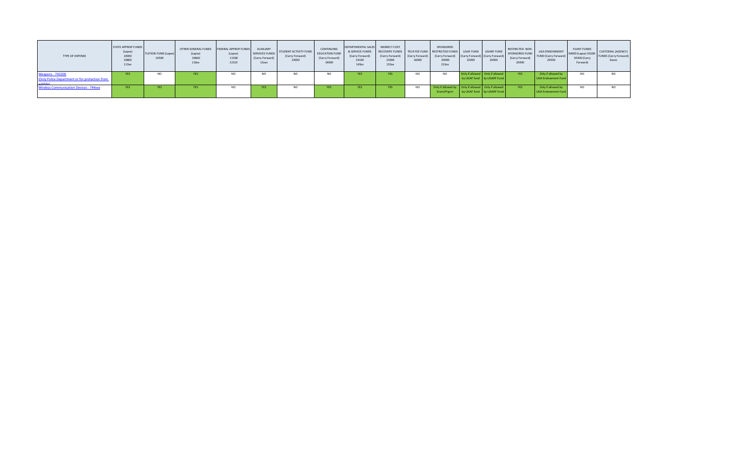| TYPE OF EXPENSE | STATE APPROP FUNDS (Lapse) 10000 10800 113xx | TUITION FUND (Lapse) 10500 | OTHER GENERAL FUNDS (Lapse) 10600 116xx | FEDERAL APPROP FUNDS (Lapse) 11500 11510 | AUXILIARY SERVICES FUNDS (Carry Forward) 12xxx | STUDENT ACTIVITY FUND (Carry Forward) 13000 | CONTINUING EDUCATION FUND (Carry Forward) 14000 | DEPARTMENTAL SALES & SERVICE FUNDS (Carry Forward) 14100 143xx | INDIRECT COST RECOVERY FUNDS (Carry Forward) 15000 153xx | TECH FEE FUND (Carry Forward) 16000 | SPONSORED RESTRICTED FUNDS (Carry Forward) 20000 213xx | UGAF FUND (Carry Forward) 20200 | UGARF FUND (Carry Forward) 20300 | RESTRICTED- NON-SPONSORED FUND (Carry Forward) 20400 | UGA ENDOWMENT FUND (Carry Forward) 20500 | PLANT FUNDS 50000 (Lapse) 50100-50300 (Carry Forward) | CUSTODIAL (AGENCY) FUNDS (Carry Forward) 6xxxx |
|---|---|---|---|---|---|---|---|---|---|---|---|---|---|---|---|---|---|
| Weapons - 743200 (Only Police Department or for protection from wildlife) | YES | NO | YES | NO | NO | NO | NO | YES | YES | NO | NO | Only if allowed by UGAF fund | Only if allowed by UGARF Fund | YES | Only if allowed by UGA Endowment Fund | NO | NO |
| Wireless Communication Devices - 744xxx | YES | YES | YES | NO | YES | NO | YES | YES | YES | NO | Only if allowed by Grant/Prgrm | Only if allowed by UGAF fund | Only if allowed by UGARF Fund | YES | Only if allowed by UGA Endowment Fund | NO | NO |